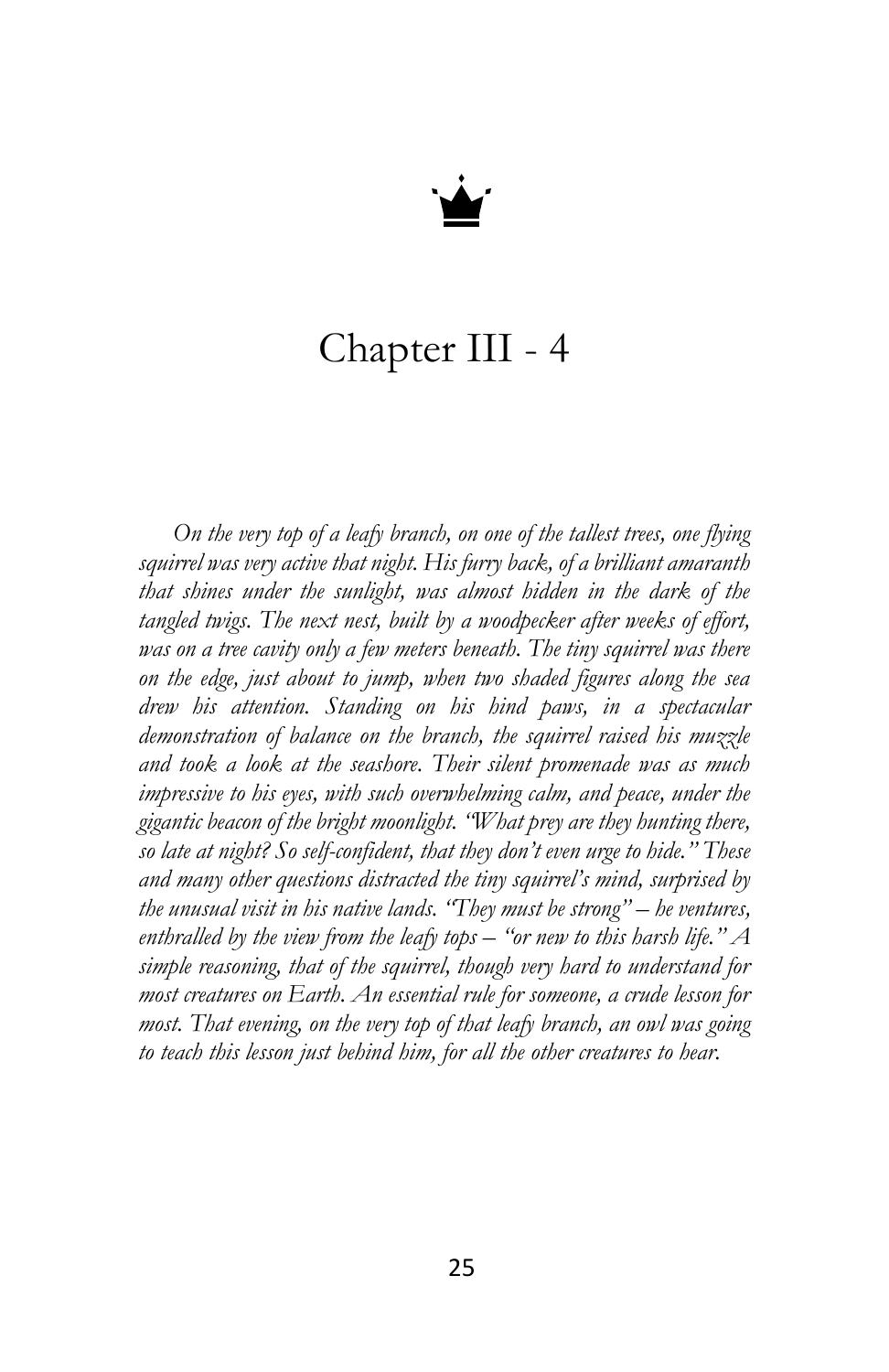# Chapter III - 4

*On the very top of a leafy branch, on one of the tallest trees, one flying squirrel was very active that night. His furry back, of a brilliant amaranth that shines under the sunlight, was almost hidden in the dark of the tangled twigs. The next nest, built by a woodpecker after weeks of effort, was on a tree cavity only a few meters beneath. The tiny squirrel was there on the edge, just about to jump, when two shaded figures along the sea drew his attention. Standing on his hind paws, in a spectacular demonstration of balance on the branch, the squirrel raised his muzzle and took a look at the seashore. Their silent promenade was as much impressive to his eyes, with such overwhelming calm, and peace, under the gigantic beacon of the bright moonlight. "What prey are they hunting there, so late at night? So self-confident, that they don't even urge to hide." These and many other questions distracted the tiny squirrel's mind, surprised by the unusual visit in his native lands. "They must be strong" – he ventures, enthralled by the view from the leafy tops – "or new to this harsh life." A simple reasoning, that of the squirrel, though very hard to understand for most creatures on Earth. An essential rule for someone, a crude lesson for most. That evening, on the very top of that leafy branch, an owl was going to teach this lesson just behind him, for all the other creatures to hear.*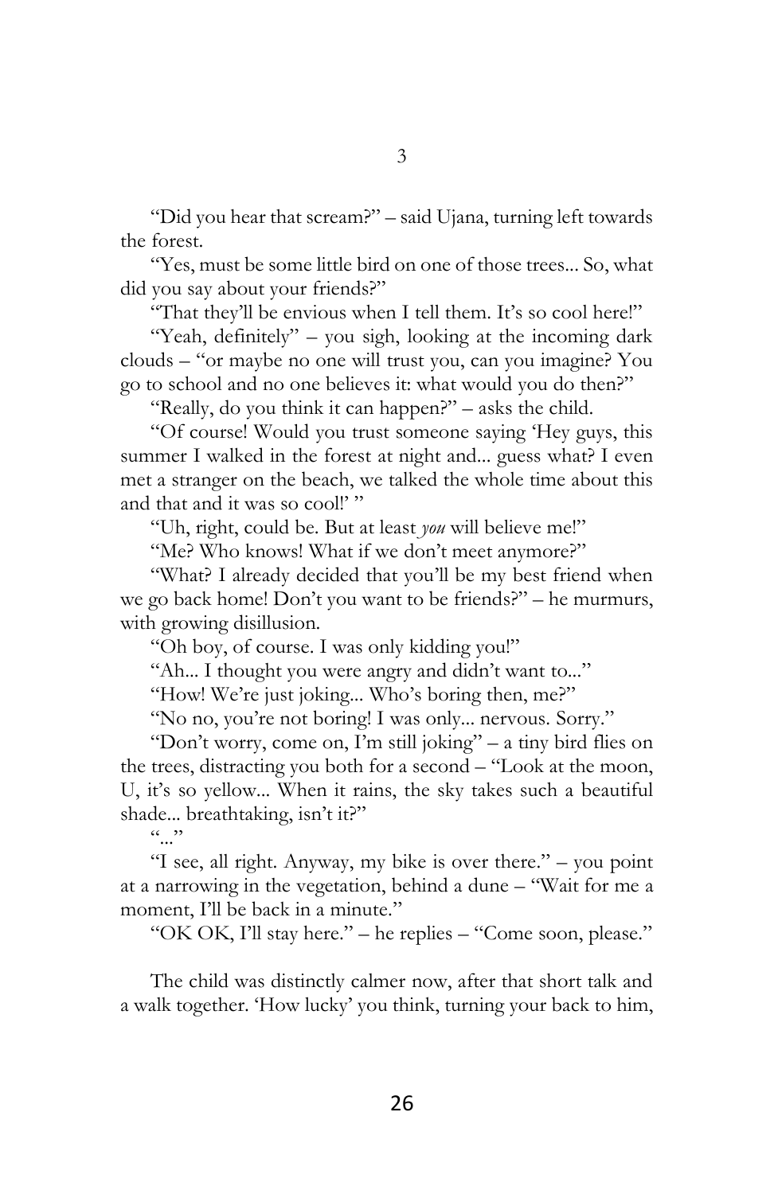# 3

"Did you hear that scream?" – said Ujana, turning left towards the forest.

"Yes, must be some little bird on one of those trees... So, what did you say about your friends?"

"That they'll be envious when I tell them. It's so cool here!"

"Yeah, definitely" – you sigh, looking at the incoming dark clouds – "or maybe no one will trust you, can you imagine? You go to school and no one believes it: what would you do then?"

"Really, do you think it can happen?" – asks the child.

"Of course! Would you trust someone saying 'Hey guys, this summer I walked in the forest at night and... guess what? I even met a stranger on the beach, we talked the whole time about this and that and it was so cool!' "

"Uh, right, could be. But at least *you* will believe me!"

"Me? Who knows! What if we don't meet anymore?"

"What? I already decided that you'll be my best friend when we go back home! Don't you want to be friends?" – he murmurs, with growing disillusion.

"Oh boy, of course. I was only kidding you!"

"Ah... I thought you were angry and didn't want to..."

"How! We're just joking... Who's boring then, me?"

"No no, you're not boring! I was only... nervous. Sorry."

"Don't worry, come on, I'm still joking" – a tiny bird flies on the trees, distracting you both for a second – "Look at the moon, U, it's so yellow... When it rains, the sky takes such a beautiful shade... breathtaking, isn't it?"

"..."

"I see, all right. Anyway, my bike is over there." – you point at a narrowing in the vegetation, behind a dune – "Wait for me a moment, I'll be back in a minute."

"OK OK, I'll stay here." – he replies – "Come soon, please."

The child was distinctly calmer now, after that short talk and a walk together. 'How lucky' you think, turning your back to him,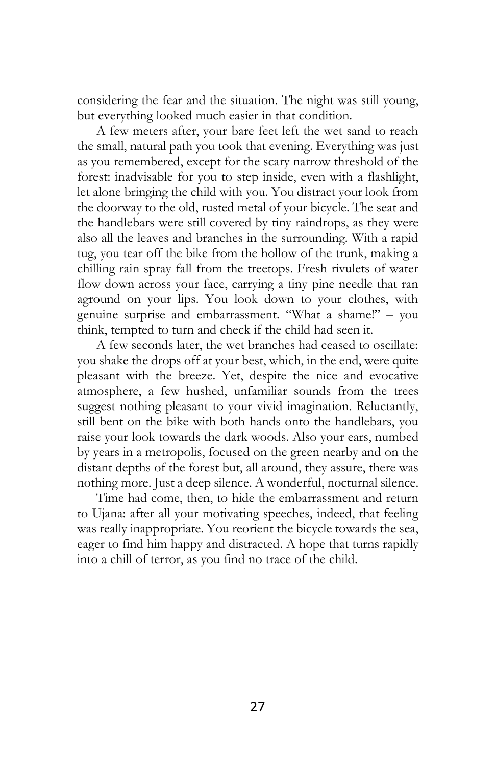considering the fear and the situation. The night was still young, but everything looked much easier in that condition.

A few meters after, your bare feet left the wet sand to reach the small, natural path you took that evening. Everything was just as you remembered, except for the scary narrow threshold of the forest: inadvisable for you to step inside, even with a flashlight, let alone bringing the child with you. You distract your look from the doorway to the old, rusted metal of your bicycle. The seat and the handlebars were still covered by tiny raindrops, as they were also all the leaves and branches in the surrounding. With a rapid tug, you tear off the bike from the hollow of the trunk, making a chilling rain spray fall from the treetops. Fresh rivulets of water flow down across your face, carrying a tiny pine needle that ran aground on your lips. You look down to your clothes, with genuine surprise and embarrassment. "What a shame!" – you think, tempted to turn and check if the child had seen it.

A few seconds later, the wet branches had ceased to oscillate: you shake the drops off at your best, which, in the end, were quite pleasant with the breeze. Yet, despite the nice and evocative atmosphere, a few hushed, unfamiliar sounds from the trees suggest nothing pleasant to your vivid imagination. Reluctantly, still bent on the bike with both hands onto the handlebars, you raise your look towards the dark woods. Also your ears, numbed by years in a metropolis, focused on the green nearby and on the distant depths of the forest but, all around, they assure, there was nothing more. Just a deep silence. A wonderful, nocturnal silence.

Time had come, then, to hide the embarrassment and return to Ujana: after all your motivating speeches, indeed, that feeling was really inappropriate. You reorient the bicycle towards the sea, eager to find him happy and distracted. A hope that turns rapidly into a chill of terror, as you find no trace of the child.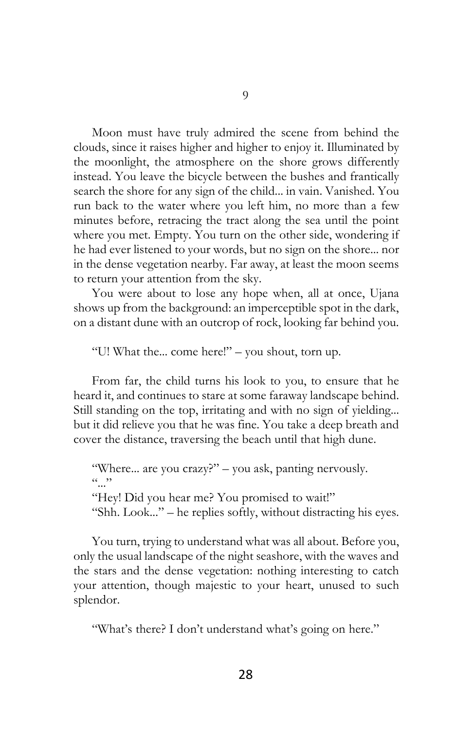# 9

Moon must have truly admired the scene from behind the clouds, since it raises higher and higher to enjoy it. Illuminated by the moonlight, the atmosphere on the shore grows differently instead. You leave the bicycle between the bushes and frantically search the shore for any sign of the child... in vain. Vanished. You run back to the water where you left him, no more than a few minutes before, retracing the tract along the sea until the point where you met. Empty. You turn on the other side, wondering if he had ever listened to your words, but no sign on the shore... nor in the dense vegetation nearby. Far away, at least the moon seems to return your attention from the sky.

You were about to lose any hope when, all at once, Ujana shows up from the background: an imperceptible spot in the dark, on a distant dune with an outcrop of rock, looking far behind you.

"U! What the... come here!" – you shout, torn up.

From far, the child turns his look to you, to ensure that he heard it, and continues to stare at some faraway landscape behind. Still standing on the top, irritating and with no sign of yielding... but it did relieve you that he was fine. You take a deep breath and cover the distance, traversing the beach until that high dune.

"Where... are you crazy?" – you ask, panting nervously.
"..."
"Hey! Did you hear me? You promised to wait!"
"Shh. Look..." – he replies softly, without distracting his eyes.

You turn, trying to understand what was all about. Before you, only the usual landscape of the night seashore, with the waves and the stars and the dense vegetation: nothing interesting to catch your attention, though majestic to your heart, unused to such splendor.

"What's there? I don't understand what's going on here."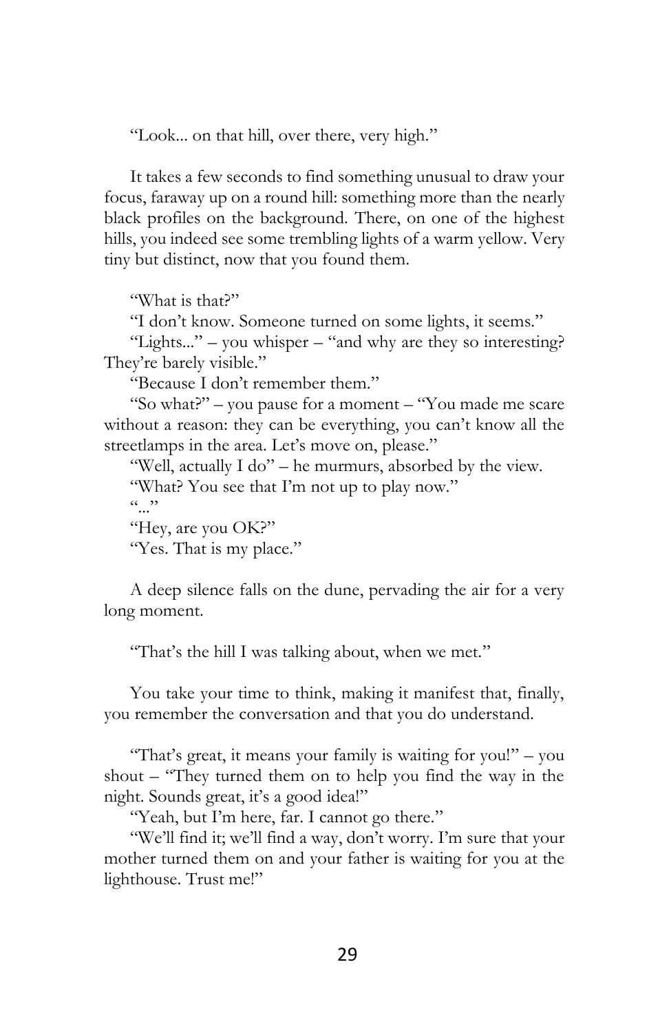"Look... on that hill, over there, very high."

It takes a few seconds to find something unusual to draw your focus, faraway up on a round hill: something more than the nearly black profiles on the background. There, on one of the highest hills, you indeed see some trembling lights of a warm yellow. Very tiny but distinct, now that you found them.

"What is that?"

"I don't know. Someone turned on some lights, it seems."

"Lights..." – you whisper – "and why are they so interesting? They're barely visible."

"Because I don't remember them."

"So what?" – you pause for a moment – "You made me scare without a reason: they can be everything, you can't know all the streetlamps in the area. Let's move on, please."

"Well, actually I do" – he murmurs, absorbed by the view.

"What? You see that I'm not up to play now."

"..."

"Hey, are you OK?"

"Yes. That is my place."

A deep silence falls on the dune, pervading the air for a very long moment.

"That's the hill I was talking about, when we met."

You take your time to think, making it manifest that, finally, you remember the conversation and that you do understand.

"That's great, it means your family is waiting for you!" – you shout – "They turned them on to help you find the way in the night. Sounds great, it's a good idea!"

"Yeah, but I'm here, far. I cannot go there."

"We'll find it; we'll find a way, don't worry. I'm sure that your mother turned them on and your father is waiting for you at the lighthouse. Trust me!"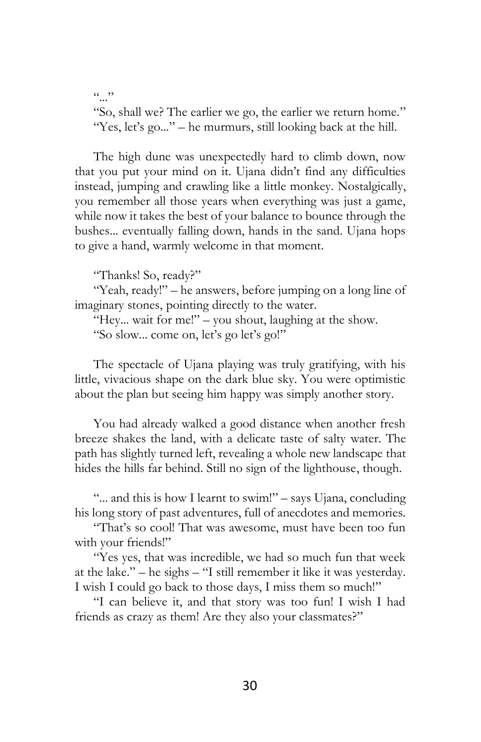"..."

"So, shall we? The earlier we go, the earlier we return home."
"Yes, let's go..." – he murmurs, still looking back at the hill.

The high dune was unexpectedly hard to climb down, now that you put your mind on it. Ujana didn't find any difficulties instead, jumping and crawling like a little monkey. Nostalgically, you remember all those years when everything was just a game, while now it takes the best of your balance to bounce through the bushes... eventually falling down, hands in the sand. Ujana hops to give a hand, warmly welcome in that moment.

"Thanks! So, ready?"
"Yeah, ready!" – he answers, before jumping on a long line of imaginary stones, pointing directly to the water.
"Hey... wait for me!" – you shout, laughing at the show.
"So slow... come on, let's go let's go!"

The spectacle of Ujana playing was truly gratifying, with his little, vivacious shape on the dark blue sky. You were optimistic about the plan but seeing him happy was simply another story.

You had already walked a good distance when another fresh breeze shakes the land, with a delicate taste of salty water. The path has slightly turned left, revealing a whole new landscape that hides the hills far behind. Still no sign of the lighthouse, though.

"... and this is how I learnt to swim!" – says Ujana, concluding his long story of past adventures, full of anecdotes and memories.
"That's so cool! That was awesome, must have been too fun with your friends!"
"Yes yes, that was incredible, we had so much fun that week at the lake." – he sighs – "I still remember it like it was yesterday. I wish I could go back to those days, I miss them so much!"
"I can believe it, and that story was too fun! I wish I had friends as crazy as them! Are they also your classmates?"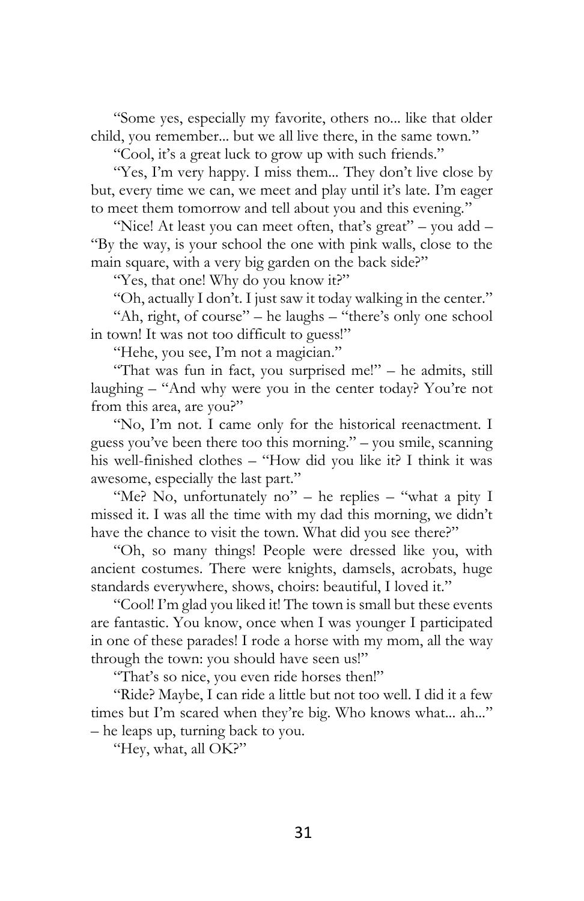"Some yes, especially my favorite, others no... like that older child, you remember... but we all live there, in the same town."

"Cool, it's a great luck to grow up with such friends."

"Yes, I'm very happy. I miss them... They don't live close by but, every time we can, we meet and play until it's late. I'm eager to meet them tomorrow and tell about you and this evening."

"Nice! At least you can meet often, that's great" – you add – "By the way, is your school the one with pink walls, close to the main square, with a very big garden on the back side?"

"Yes, that one! Why do you know it?"

"Oh, actually I don't. I just saw it today walking in the center."

"Ah, right, of course" – he laughs – "there's only one school in town! It was not too difficult to guess!"

"Hehe, you see, I'm not a magician."

"That was fun in fact, you surprised me!" – he admits, still laughing – "And why were you in the center today? You're not from this area, are you?"

"No, I'm not. I came only for the historical reenactment. I guess you've been there too this morning." – you smile, scanning his well-finished clothes – "How did you like it? I think it was awesome, especially the last part."

"Me? No, unfortunately no" – he replies – "what a pity I missed it. I was all the time with my dad this morning, we didn't have the chance to visit the town. What did you see there?"

"Oh, so many things! People were dressed like you, with ancient costumes. There were knights, damsels, acrobats, huge standards everywhere, shows, choirs: beautiful, I loved it."

"Cool! I'm glad you liked it! The town is small but these events are fantastic. You know, once when I was younger I participated in one of these parades! I rode a horse with my mom, all the way through the town: you should have seen us!"

"That's so nice, you even ride horses then!"

"Ride? Maybe, I can ride a little but not too well. I did it a few times but I'm scared when they're big. Who knows what... ah..." – he leaps up, turning back to you.

"Hey, what, all OK?"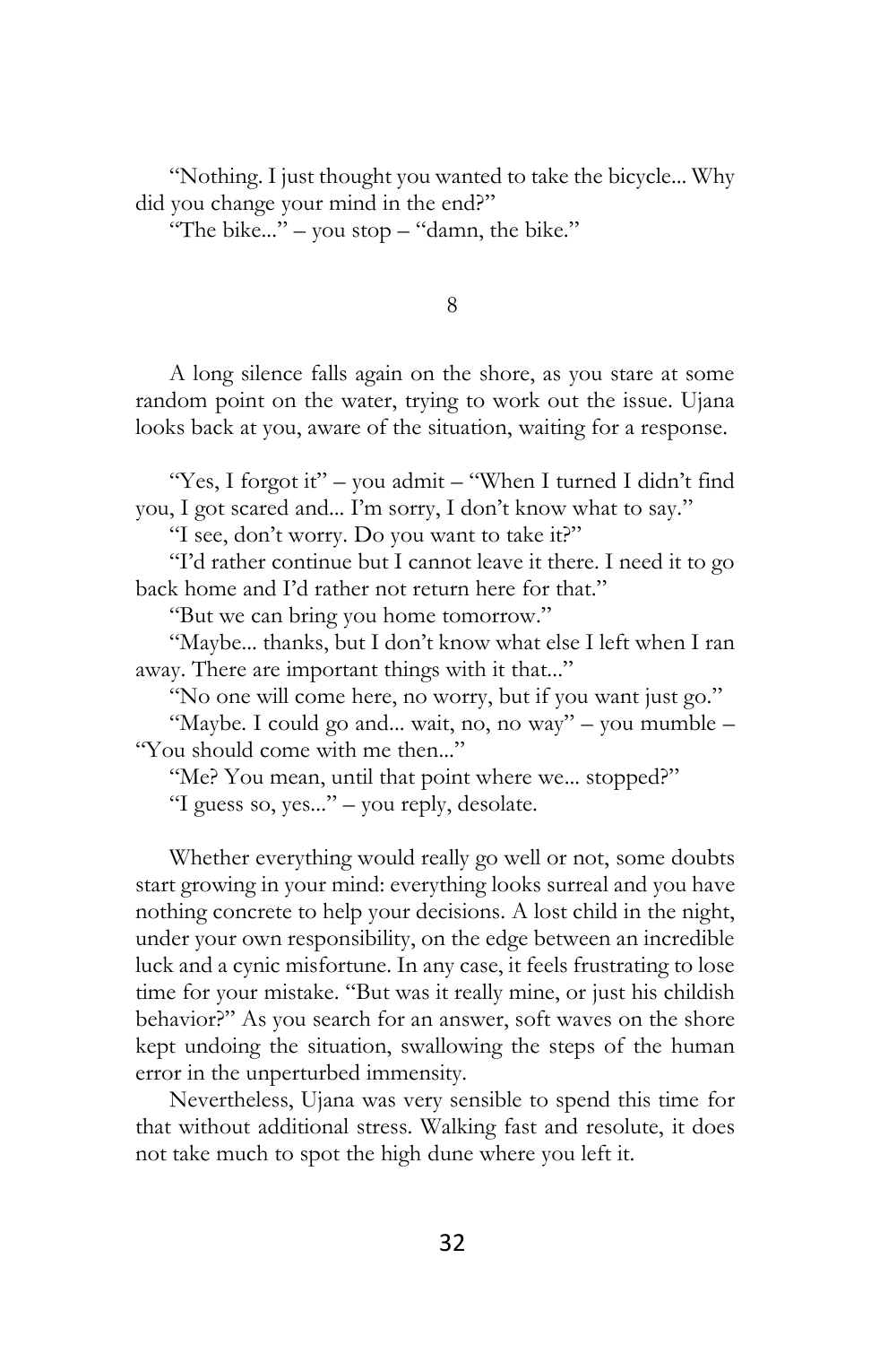"Nothing. I just thought you wanted to take the bicycle... Why did you change your mind in the end?"

"The bike..." – you stop – "damn, the bike."

## 8

A long silence falls again on the shore, as you stare at some random point on the water, trying to work out the issue. Ujana looks back at you, aware of the situation, waiting for a response.

"Yes, I forgot it" – you admit – "When I turned I didn't find you, I got scared and... I'm sorry, I don't know what to say."

"I see, don't worry. Do you want to take it?"

"I'd rather continue but I cannot leave it there. I need it to go back home and I'd rather not return here for that."

"But we can bring you home tomorrow."

"Maybe... thanks, but I don't know what else I left when I ran away. There are important things with it that..."

"No one will come here, no worry, but if you want just go."

"Maybe. I could go and... wait, no, no way" – you mumble – "You should come with me then..."

"Me? You mean, until that point where we... stopped?"

"I guess so, yes..." – you reply, desolate.

Whether everything would really go well or not, some doubts start growing in your mind: everything looks surreal and you have nothing concrete to help your decisions. A lost child in the night, under your own responsibility, on the edge between an incredible luck and a cynic misfortune. In any case, it feels frustrating to lose time for your mistake. "But was it really mine, or just his childish behavior?" As you search for an answer, soft waves on the shore kept undoing the situation, swallowing the steps of the human error in the unperturbed immensity.

Nevertheless, Ujana was very sensible to spend this time for that without additional stress. Walking fast and resolute, it does not take much to spot the high dune where you left it.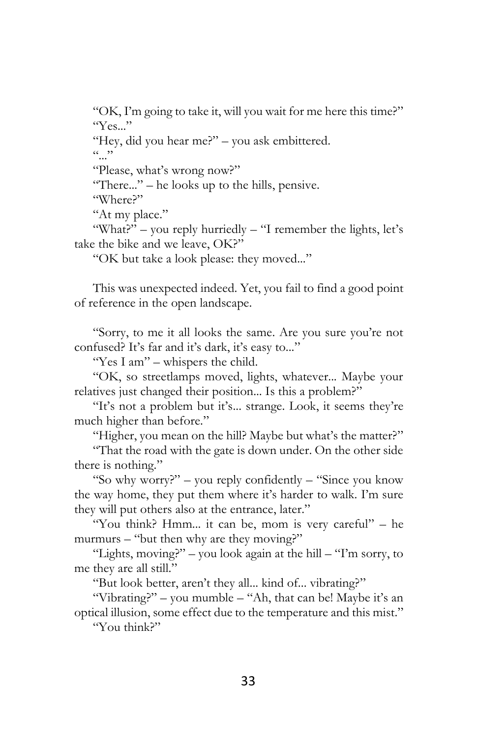"OK, I'm going to take it, will you wait for me here this time?"

"Yes..."

"Hey, did you hear me?" – you ask embittered.

"..."

"Please, what's wrong now?"

"There..." – he looks up to the hills, pensive.

"Where?"

"At my place."

"What?" – you reply hurriedly – "I remember the lights, let's take the bike and we leave, OK?"

"OK but take a look please: they moved..."

This was unexpected indeed. Yet, you fail to find a good point of reference in the open landscape.

"Sorry, to me it all looks the same. Are you sure you're not confused? It's far and it's dark, it's easy to..."

"Yes I am" – whispers the child.

"OK, so streetlamps moved, lights, whatever... Maybe your relatives just changed their position... Is this a problem?"

"It's not a problem but it's... strange. Look, it seems they're much higher than before."

"Higher, you mean on the hill? Maybe but what's the matter?"

"That the road with the gate is down under. On the other side there is nothing."

"So why worry?" – you reply confidently – "Since you know the way home, they put them where it's harder to walk. I'm sure they will put others also at the entrance, later."

"You think? Hmm... it can be, mom is very careful" – he murmurs – "but then why are they moving?"

"Lights, moving?" – you look again at the hill – "I'm sorry, to me they are all still."

"But look better, aren't they all... kind of... vibrating?"

"Vibrating?" – you mumble – "Ah, that can be! Maybe it's an optical illusion, some effect due to the temperature and this mist."

"You think?"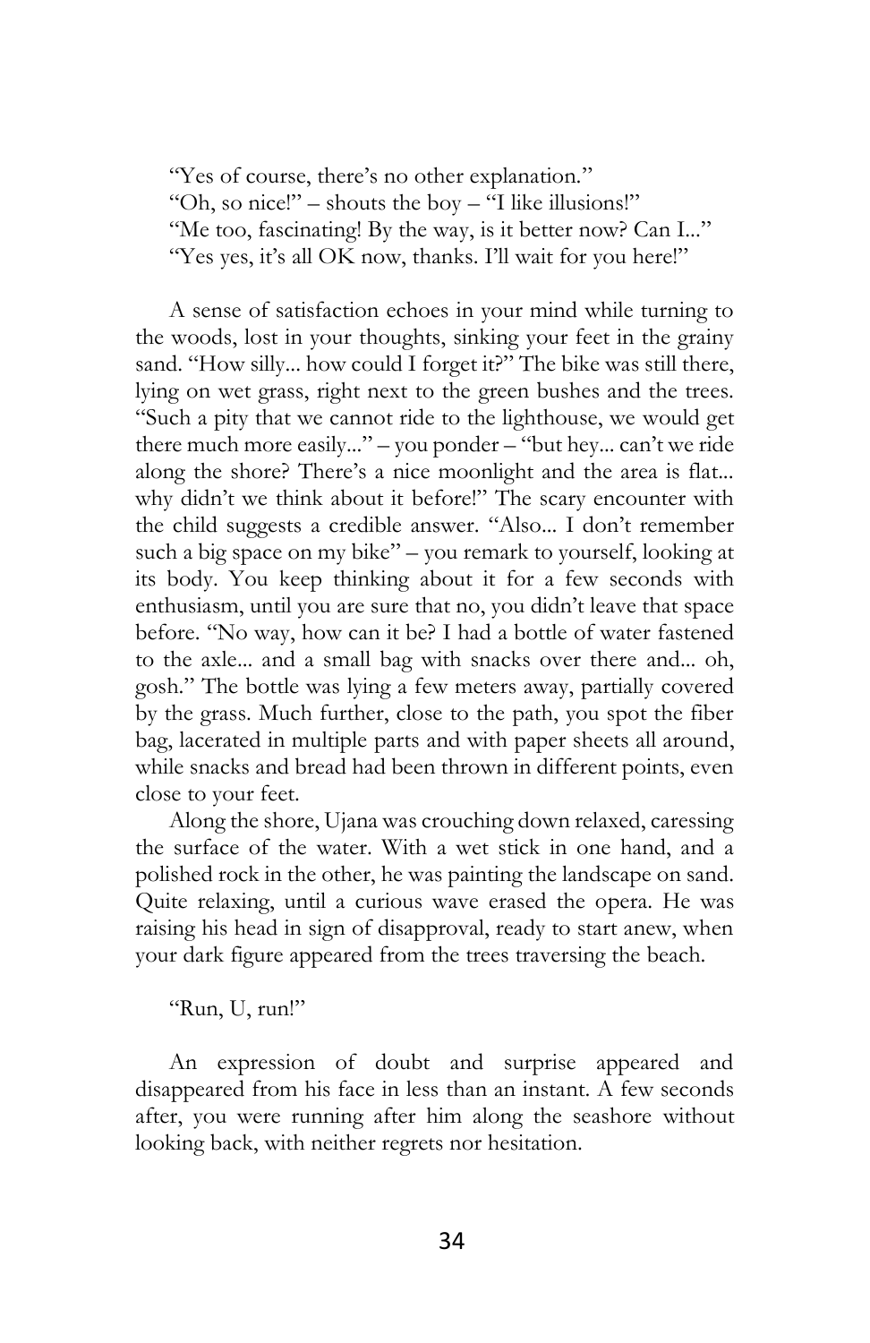"Yes of course, there's no other explanation."
"Oh, so nice!" – shouts the boy – "I like illusions!"
"Me too, fascinating! By the way, is it better now? Can I..."
"Yes yes, it's all OK now, thanks. I'll wait for you here!"

A sense of satisfaction echoes in your mind while turning to the woods, lost in your thoughts, sinking your feet in the grainy sand. "How silly... how could I forget it?" The bike was still there, lying on wet grass, right next to the green bushes and the trees. "Such a pity that we cannot ride to the lighthouse, we would get there much more easily..." – you ponder – "but hey... can't we ride along the shore? There's a nice moonlight and the area is flat... why didn't we think about it before!" The scary encounter with the child suggests a credible answer. "Also... I don't remember such a big space on my bike" – you remark to yourself, looking at its body. You keep thinking about it for a few seconds with enthusiasm, until you are sure that no, you didn't leave that space before. "No way, how can it be? I had a bottle of water fastened to the axle... and a small bag with snacks over there and... oh, gosh." The bottle was lying a few meters away, partially covered by the grass. Much further, close to the path, you spot the fiber bag, lacerated in multiple parts and with paper sheets all around, while snacks and bread had been thrown in different points, even close to your feet.

Along the shore, Ujana was crouching down relaxed, caressing the surface of the water. With a wet stick in one hand, and a polished rock in the other, he was painting the landscape on sand. Quite relaxing, until a curious wave erased the opera. He was raising his head in sign of disapproval, ready to start anew, when your dark figure appeared from the trees traversing the beach.

"Run, U, run!"

An expression of doubt and surprise appeared and disappeared from his face in less than an instant. A few seconds after, you were running after him along the seashore without looking back, with neither regrets nor hesitation.